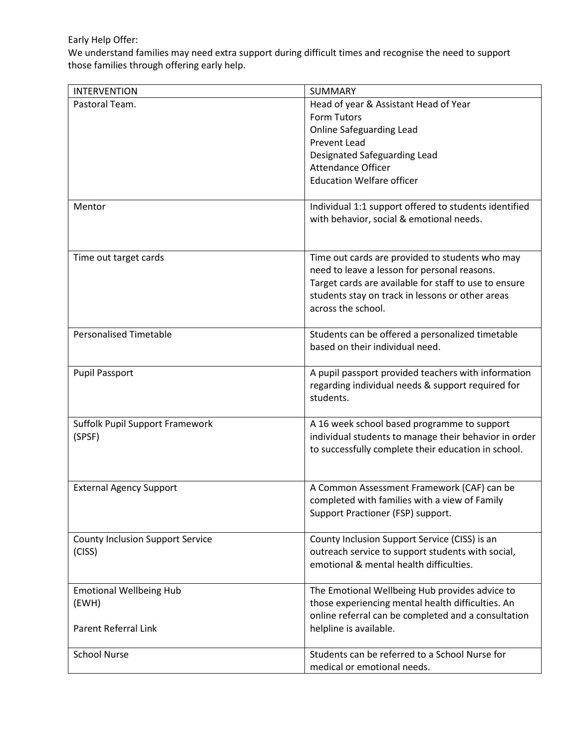Early Help Offer:

We understand families may need extra support during difficult times and recognise the need to support those families through offering early help.

| INTERVENTION | SUMMARY |
| --- | --- |
| Pastoral Team. | Head of year & Assistant Head of Year<br>Form Tutors<br>Online Safeguarding Lead<br>Prevent Lead<br>Designated Safeguarding Lead<br>Attendance Officer<br>Education Welfare officer |
| Mentor | Individual 1:1 support offered to students identified with behavior, social & emotional needs. |
| Time out target cards | Time out cards are provided to students who may need to leave a lesson for personal reasons.<br>Target cards are available for staff to use to ensure students stay on track in lessons or other areas across the school. |
| Personalised Timetable | Students can be offered a personalized timetable based on their individual need. |
| Pupil Passport | A pupil passport provided teachers with information regarding individual needs & support required for students. |
| Suffolk Pupil Support Framework (SPSF) | A 16 week school based programme to support individual students to manage their behavior in order to successfully complete their education in school. |
| External Agency Support | A Common Assessment Framework (CAF) can be completed with families with a view of Family Support Practioner (FSP) support. |
| County Inclusion Support Service (CISS) | County Inclusion Support Service (CISS) is an outreach service to support students with social, emotional & mental health difficulties. |
| Emotional Wellbeing Hub (EWH)<br><br>Parent Referral Link | The Emotional Wellbeing Hub provides advice to those experiencing mental health difficulties. An online referral can be completed and a consultation helpline is available. |
| School Nurse | Students can be referred to a School Nurse for medical or emotional needs. |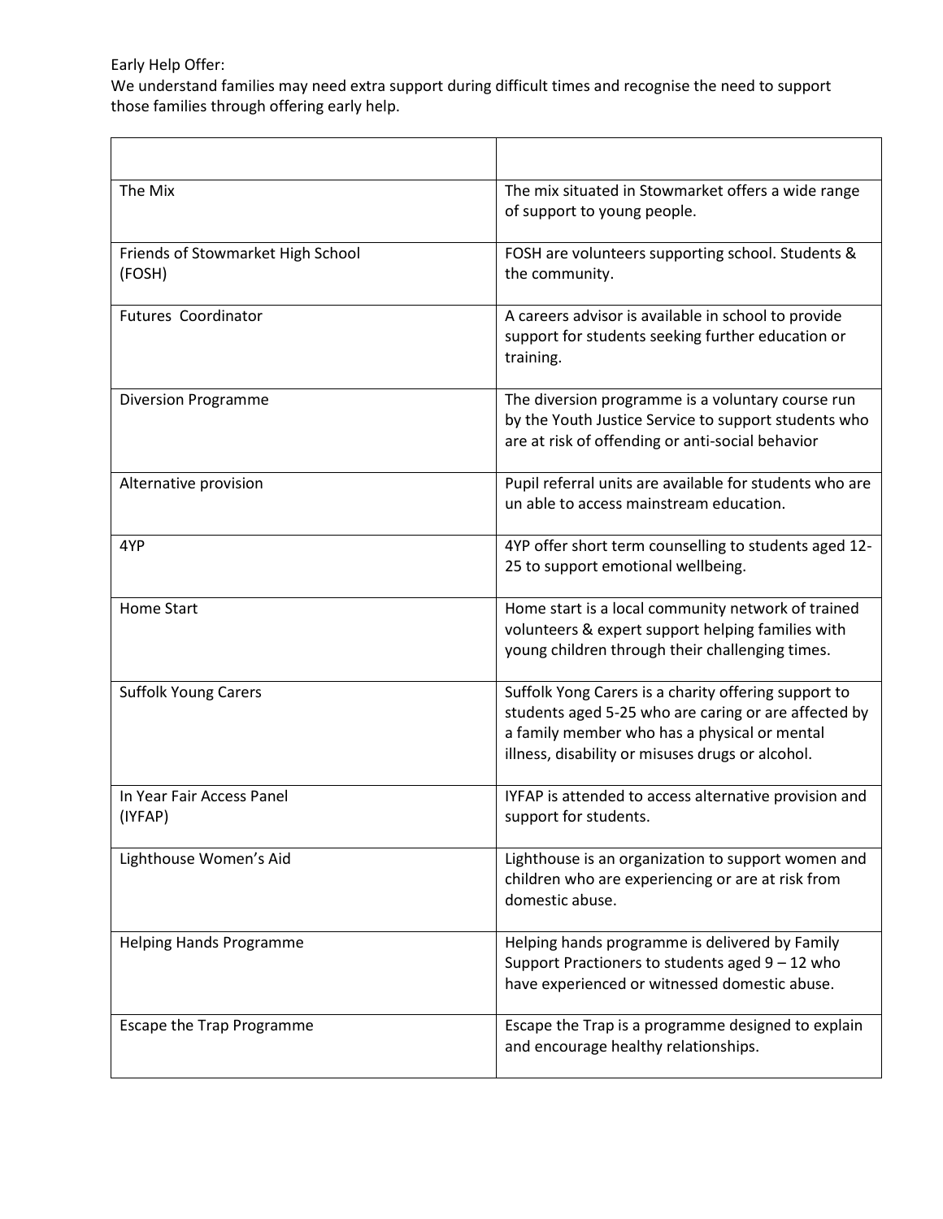Early Help Offer:
We understand families may need extra support during difficult times and recognise the need to support those families through offering early help.

| | |
|---|---|
| The Mix | The mix situated in Stowmarket offers a wide range of support to young people. |
| Friends of Stowmarket High School (FOSH) | FOSH are volunteers supporting school. Students & the community. |
| Futures  Coordinator | A careers advisor is available in school to provide support for students seeking further education or training. |
| Diversion Programme | The diversion programme is a voluntary course run by the Youth Justice Service to support students who are at risk of offending or anti-social behavior |
| Alternative provision | Pupil referral units are available for students who are un able to access mainstream education. |
| 4YP | 4YP offer short term counselling to students aged 12-25 to support emotional wellbeing. |
| Home Start | Home start is a local community network of trained volunteers & expert support helping families with young children through their challenging times. |
| Suffolk Young Carers | Suffolk Yong Carers is a charity offering support to students aged 5-25 who are caring or are affected by a family member who has a physical or mental illness, disability or misuses drugs or alcohol. |
| In Year Fair Access Panel (IYFAP) | IYFAP is attended to access alternative provision and support for students. |
| Lighthouse Women's Aid | Lighthouse is an organization to support women and children who are experiencing or are at risk from domestic abuse. |
| Helping Hands Programme | Helping hands programme is delivered by Family Support Practioners to students aged 9 – 12 who have experienced or witnessed domestic abuse. |
| Escape the Trap Programme | Escape the Trap is a programme designed to explain and encourage healthy relationships. |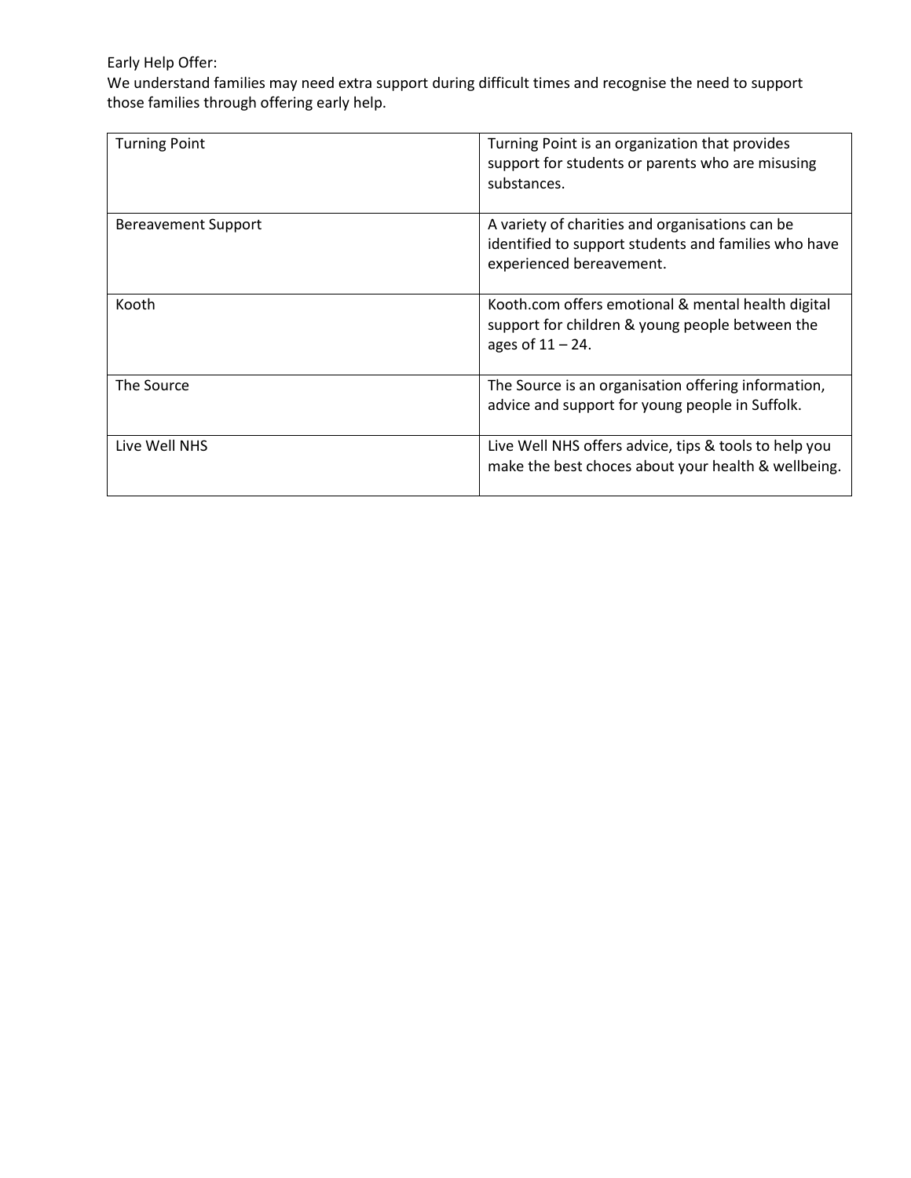Early Help Offer:

We understand families may need extra support during difficult times and recognise the need to support those families through offering early help.

| | |
|---|---|
| Turning Point | Turning Point is an organization that provides support for students or parents who are misusing substances. |
| Bereavement Support | A variety of charities and organisations can be identified to support students and families who have experienced bereavement. |
| Kooth | Kooth.com offers emotional & mental health digital support for children & young people between the ages of 11 – 24. |
| The Source | The Source is an organisation offering information, advice and support for young people in Suffolk. |
| Live Well NHS | Live Well NHS offers advice, tips & tools to help you make the best choces about your health & wellbeing. |